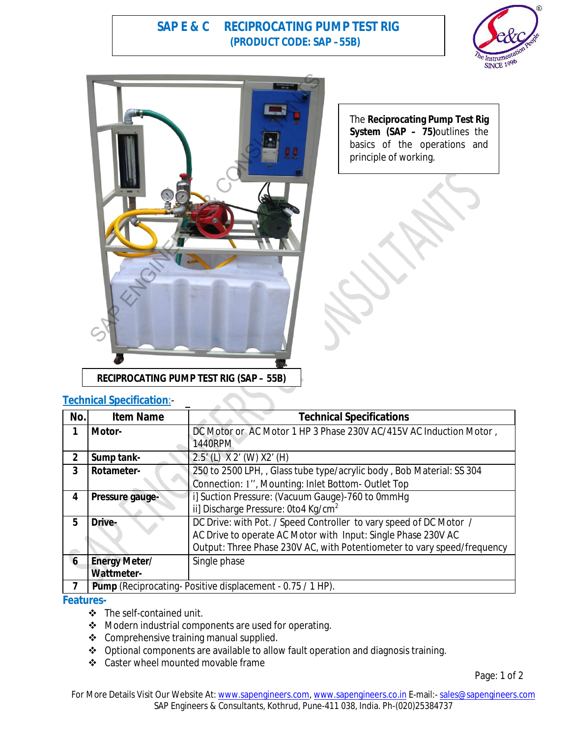# SAP E & C RECIPROCATING PUMP TEST RIG
## (PRODUCT CODE: SAP – 55B)

The **Reciprocating Pump Test Rig System (SAP – 75)**outlines the basics of the operations and principle of working.

**RECIPROCATING PUMP TEST RIG (SAP – 55B)**

## Technical Specification:-

| No. | Item Name | Technical Specifications |
|---|---|---|
| 1 | **Motor-** | DC Motor or AC Motor 1 HP 3 Phase 230V AC/415V AC Induction Motor , 1440RPM |
| 2 | **Sump tank-** | 2.5' (L) X 2' (W) X2' (H) |
| 3 | **Rotameter-** | 250 to 2500 LPH, , Glass tube type/acrylic body , Bob Material: SS 304<br>Connection: 1'', Mounting: Inlet Bottom- Outlet Top |
| 4 | **Pressure gauge-** | i] Suction Pressure: (Vacuum Gauge)-760 to 0mmHg<br>ii] Discharge Pressure: 0to4 Kg/cm$^2$ |
| 5 | **Drive-** | DC Drive: with Pot. / Speed Controller to vary speed of DC Motor /<br>AC Drive to operate AC Motor with Input: Single Phase 230V AC<br>Output: Three Phase 230V AC, with Potentiometer to vary speed/frequency |
| 6 | **Energy Meter/ Wattmeter-** | Single phase |
| 7 | **Pump** (Reciprocating- Positive displacement - 0.75 / 1 HP). | |

## Features-

- The self-contained unit.
- Modern industrial components are used for operating.
- Comprehensive training manual supplied.
- Optional components are available to allow fault operation and diagnosis training.
- Caster wheel mounted movable frame

For More Details Visit Our Website At: www.sapengineers.com, www.sapengineers.co.in E-mail:- sales@sapengineers.com
SAP Engineers & Consultants, Kothrud, Pune-411 038, India. Ph-(020)25384737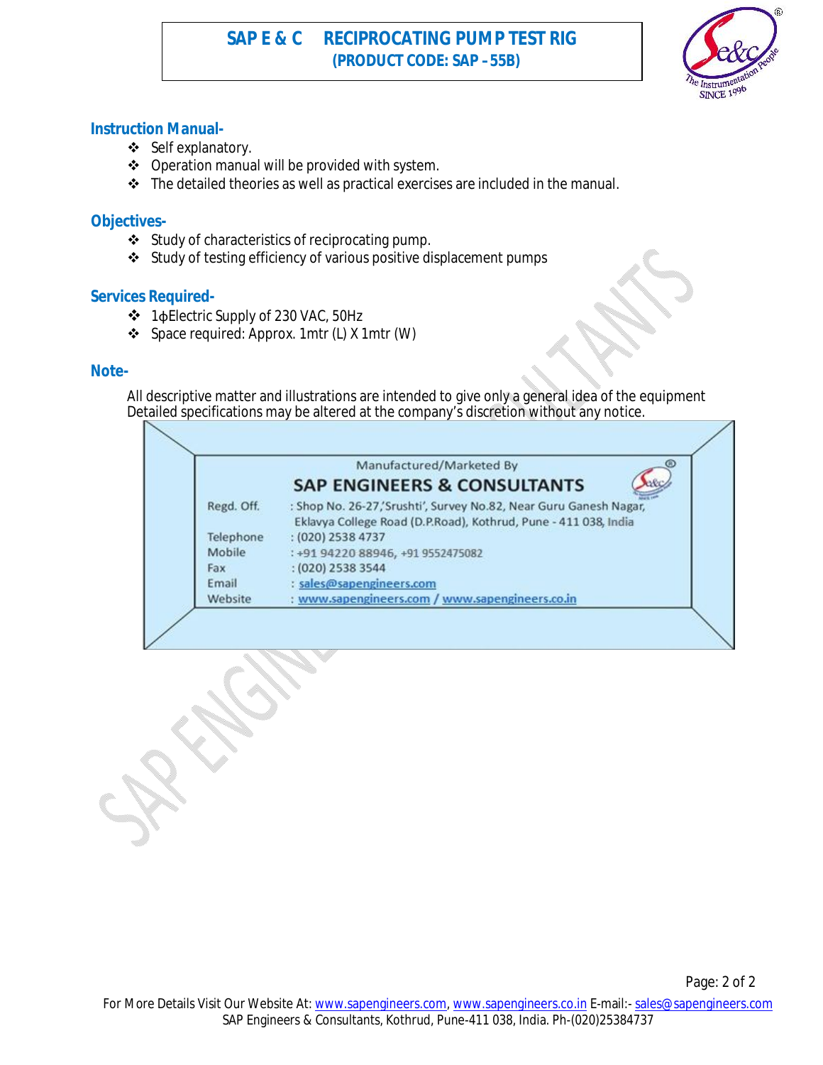# SAP E & C RECIPROCATING PUMP TEST RIG
## (PRODUCT CODE: SAP – 55B)

### Instruction Manual-

- Self explanatory.
- Operation manual will be provided with system.
- The detailed theories as well as practical exercises are included in the manual.

### Objectives-

- Study of characteristics of reciprocating pump.
- Study of testing efficiency of various positive displacement pumps

### Services Required-

- 1ϕElectric Supply of 230 VAC, 50Hz
- Space required: Approx. 1mtr (L) X 1mtr (W)

### Note-

All descriptive matter and illustrations are intended to give only a general idea of the equipment Detailed specifications may be altered at the company's discretion without any notice.

Manufactured/Marketed By

**SAP ENGINEERS & CONSULTANTS**

| | |
|---|---|
| Regd. Off. | : Shop No. 26-27,'Srushti', Survey No.82, Near Guru Ganesh Nagar, Eklavya College Road (D.P.Road), Kothrud, Pune - 411 038, India |
| Telephone | : (020) 2538 4737 |
| Mobile | : +91 94220 88946, +91 9552475082 |
| Fax | : (020) 2538 3544 |
| Email | : sales@sapengineers.com |
| Website | : www.sapengineers.com / www.sapengineers.co.in |